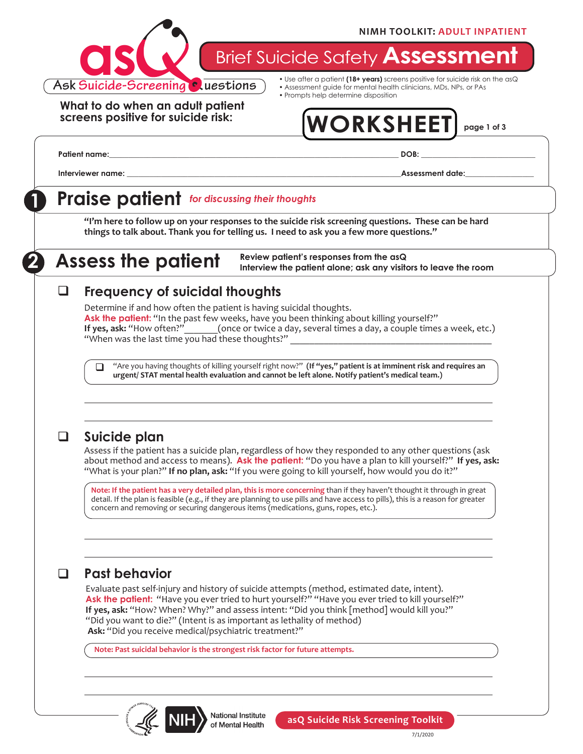NIMH TOOLKIT: **ADULT INPATIENT**

# asQ — Ask Suicide-Screening Questions

# Brief Suicide Safety **Assessment**

- Use after a patient **(18+ years)** screens positive for suicide risk on the asQ
- Assessment guide for mental health clinicians, MDs, NPs, or PAs
- Prompts help determine disposition

**What to do when an adult patient screens positive for suicide risk:**

# WORKSHEET

**Patient name:**_______________________________________________ **DOB:** ____________________

**Interviewer name:** __________________________________________ **Assessment date:**______________

## 1 Praise patient *for discussing their thoughts*

**"I'm here to follow up on your responses to the suicide risk screening questions. These can be hard things to talk about. Thank you for telling us. I need to ask you a few more questions."**

## 2 Assess the patient

**Review patient's responses from the asQ**
**Interview the patient alone; ask any visitors to leave the room**

### ❑ Frequency of suicidal thoughts

Determine if and how often the patient is having suicidal thoughts.
**Ask the patient:** "In the past few weeks, have you been thinking about killing yourself?"
**If yes, ask:** "How often?"_______(once or twice a day, several times a day, a couple times a week, etc.)
"When was the last time you had these thoughts?" ____________________________________________

> ❑ "Are you having thoughts of killing yourself right now?" **(If "yes," patient is at imminent risk and requires an urgent/ STAT mental health evaluation and cannot be left alone. Notify patient's medical team.)**

_____________________________________________________________________________

_____________________________________________________________________________

### ❑ Suicide plan

Assess if the patient has a suicide plan, regardless of how they responded to any other questions (ask about method and access to means). **Ask the patient:** "Do you have a plan to kill yourself?" **If yes, ask:** "What is your plan?" **If no plan, ask:** "If you were going to kill yourself, how would you do it?"

> **Note: If the patient has a very detailed plan, this is more concerning** than if they haven't thought it through in great detail. If the plan is feasible (e.g., if they are planning to use pills and have access to pills), this is a reason for greater concern and removing or securing dangerous items (medications, guns, ropes, etc.).

_____________________________________________________________________________

_____________________________________________________________________________

### ❑ Past behavior

Evaluate past self-injury and history of suicide attempts (method, estimated date, intent).
**Ask the patient:** "Have you ever tried to hurt yourself?" "Have you ever tried to kill yourself?"
**If yes, ask:** "How? When? Why?" and assess intent: "Did you think [method] would kill you?"
"Did you want to die?" (Intent is as important as lethality of method)
**Ask:** "Did you receive medical/psychiatric treatment?"

> **Note: Past suicidal behavior is the strongest risk factor for future attempts.**

_____________________________________________________________________________

_____________________________________________________________________________

National Institute of Mental Health — asQ Suicide Risk Screening Toolkit

7/1/2020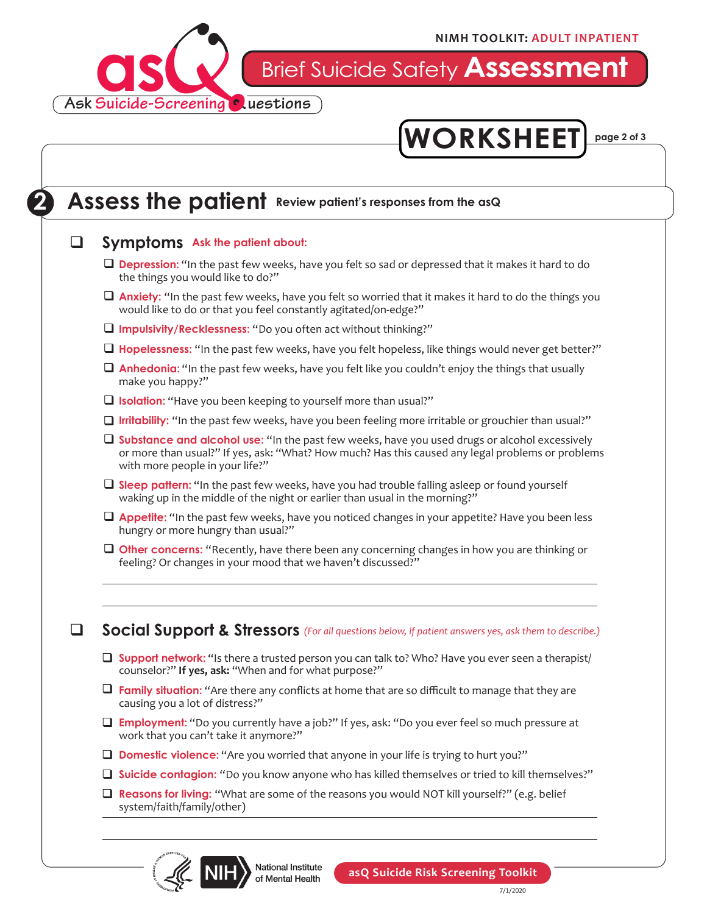NIMH TOOLKIT: ADULT INPATIENT

# asQ Ask Suicide-Screening Questions

# Brief Suicide Safety Assessment

# WORKSHEET

## 2 Assess the patient **Review patient's responses from the asQ**

### ❑ Symptoms **Ask the patient about:**

- ❑ **Depression:** "In the past few weeks, have you felt so sad or depressed that it makes it hard to do the things you would like to do?"
- ❑ **Anxiety:** "In the past few weeks, have you felt so worried that it makes it hard to do the things you would like to do or that you feel constantly agitated/on-edge?"
- ❑ **Impulsivity/Recklessness:** "Do you often act without thinking?"
- ❑ **Hopelessness:** "In the past few weeks, have you felt hopeless, like things would never get better?"
- ❑ **Anhedonia:** "In the past few weeks, have you felt like you couldn't enjoy the things that usually make you happy?"
- ❑ **Isolation:** "Have you been keeping to yourself more than usual?"
- ❑ **Irritability:** "In the past few weeks, have you been feeling more irritable or grouchier than usual?"
- ❑ **Substance and alcohol use:** "In the past few weeks, have you used drugs or alcohol excessively or more than usual?" If yes, ask: "What? How much? Has this caused any legal problems or problems with more people in your life?"
- ❑ **Sleep pattern:** "In the past few weeks, have you had trouble falling asleep or found yourself waking up in the middle of the night or earlier than usual in the morning?"
- ❑ **Appetite:** "In the past few weeks, have you noticed changes in your appetite? Have you been less hungry or more hungry than usual?"
- ❑ **Other concerns:** "Recently, have there been any concerning changes in how you are thinking or feeling? Or changes in your mood that we haven't discussed?"

\_\_\_\_\_\_\_\_\_\_\_\_\_\_\_\_\_\_\_\_\_\_\_\_\_\_\_\_\_\_\_\_\_\_\_\_\_\_\_\_\_\_\_\_\_\_\_\_\_\_\_\_\_\_\_\_\_\_\_\_\_\_\_\_\_\_\_\_\_\_\_\_\_\_\_\_

\_\_\_\_\_\_\_\_\_\_\_\_\_\_\_\_\_\_\_\_\_\_\_\_\_\_\_\_\_\_\_\_\_\_\_\_\_\_\_\_\_\_\_\_\_\_\_\_\_\_\_\_\_\_\_\_\_\_\_\_\_\_\_\_\_\_\_\_\_\_\_\_\_\_\_\_

### ❑ Social Support & Stressors *(For all questions below, if patient answers yes, ask them to describe.)*

- ❑ **Support network:** "Is there a trusted person you can talk to? Who? Have you ever seen a therapist/counselor?" **If yes, ask:** "When and for what purpose?"
- ❑ **Family situation:** "Are there any conflicts at home that are so difficult to manage that they are causing you a lot of distress?"
- ❑ **Employment:** "Do you currently have a job?" If yes, ask: "Do you ever feel so much pressure at work that you can't take it anymore?"
- ❑ **Domestic violence:** "Are you worried that anyone in your life is trying to hurt you?"
- ❑ **Suicide contagion:** "Do you know anyone who has killed themselves or tried to kill themselves?"
- ❑ **Reasons for living:** "What are some of the reasons you would NOT kill yourself?" (e.g. belief system/faith/family/other)

\_\_\_\_\_\_\_\_\_\_\_\_\_\_\_\_\_\_\_\_\_\_\_\_\_\_\_\_\_\_\_\_\_\_\_\_\_\_\_\_\_\_\_\_\_\_\_\_\_\_\_\_\_\_\_\_\_\_\_\_\_\_\_\_\_\_\_\_\_\_\_\_\_\_\_\_

\_\_\_\_\_\_\_\_\_\_\_\_\_\_\_\_\_\_\_\_\_\_\_\_\_\_\_\_\_\_\_\_\_\_\_\_\_\_\_\_\_\_\_\_\_\_\_\_\_\_\_\_\_\_\_\_\_\_\_\_\_\_\_\_\_\_\_\_\_\_\_\_\_\_\_\_

NIH National Institute of Mental Health

asQ Suicide Risk Screening Toolkit

7/1/2020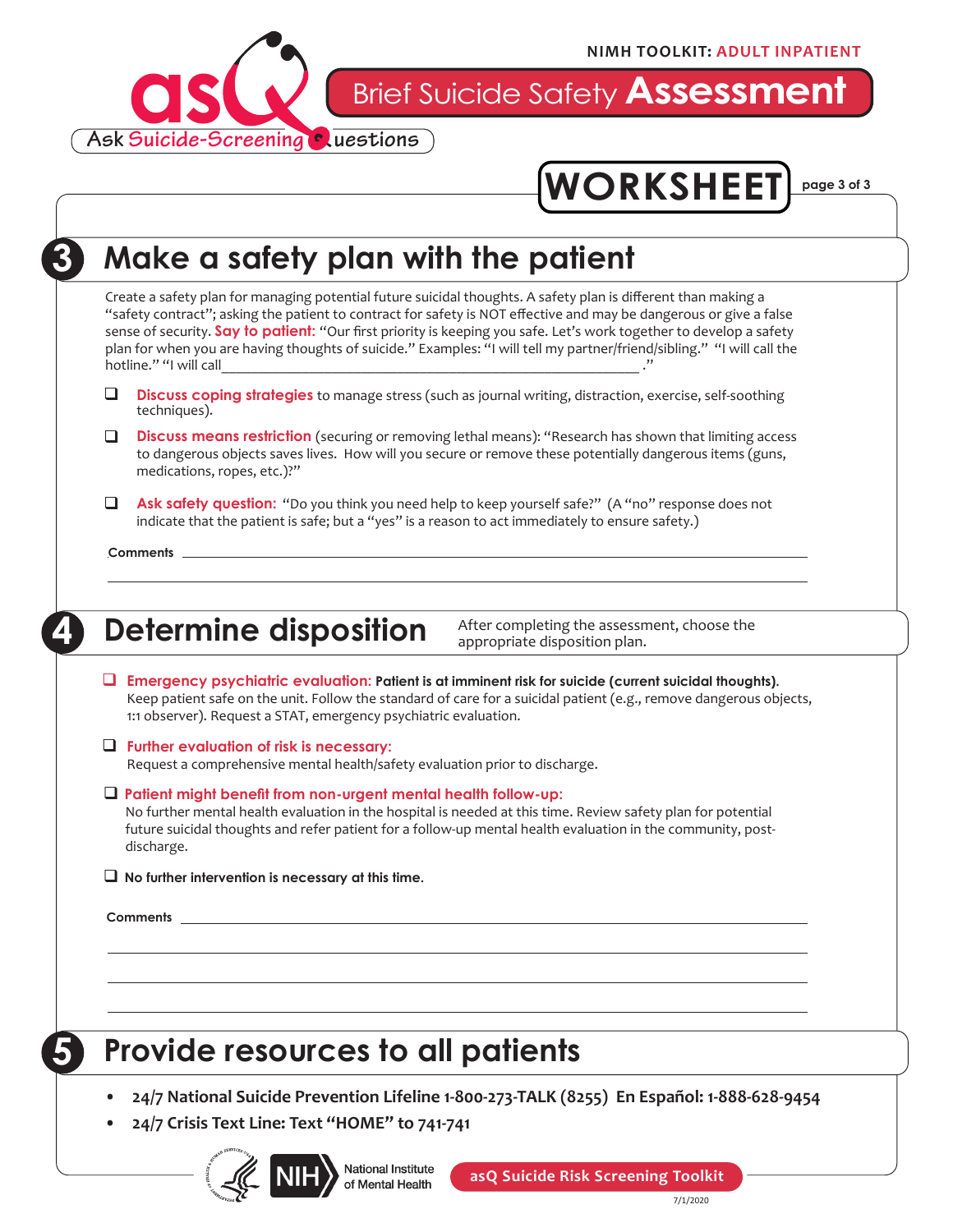NIMH TOOLKIT: ADULT INPATIENT

asQ Ask Suicide-Screening Questions

Brief Suicide Safety **Assessment**

# WORKSHEET

## 3 Make a safety plan with the patient

Create a safety plan for managing potential future suicidal thoughts. A safety plan is different than making a "safety contract"; asking the patient to contract for safety is NOT effective and may be dangerous or give a false sense of security. **Say to patient:** "Our first priority is keeping you safe. Let's work together to develop a safety plan for when you are having thoughts of suicide." Examples: "I will tell my partner/friend/sibling." "I will call the hotline." "I will call\_\_\_\_\_\_\_\_\_\_\_\_\_\_\_\_\_\_\_\_\_\_\_\_\_\_\_\_\_\_\_\_\_\_\_\_\_\_\_\_\_\_\_\_."

- ☐ **Discuss coping strategies** to manage stress (such as journal writing, distraction, exercise, self-soothing techniques).
- ☐ **Discuss means restriction** (securing or removing lethal means): "Research has shown that limiting access to dangerous objects saves lives. How will you secure or remove these potentially dangerous items (guns, medications, ropes, etc.)?"
- ☐ **Ask safety question:** "Do you think you need help to keep yourself safe?" (A "no" response does not indicate that the patient is safe; but a "yes" is a reason to act immediately to ensure safety.)

**Comments** \_\_\_\_\_\_\_\_\_\_\_\_\_\_\_\_\_\_\_\_\_\_\_\_\_\_\_\_\_\_\_\_\_\_\_\_\_\_\_\_\_\_\_\_\_\_\_\_\_\_\_\_\_\_\_\_\_\_

## 4 Determine disposition

After completing the assessment, choose the appropriate disposition plan.

- ☐ **Emergency psychiatric evaluation: Patient is at imminent risk for suicide (current suicidal thoughts).** Keep patient safe on the unit. Follow the standard of care for a suicidal patient (e.g., remove dangerous objects, 1:1 observer). Request a STAT, emergency psychiatric evaluation.
- ☐ **Further evaluation of risk is necessary:** Request a comprehensive mental health/safety evaluation prior to discharge.
- ☐ **Patient might benefit from non-urgent mental health follow-up:** No further mental health evaluation in the hospital is needed at this time. Review safety plan for potential future suicidal thoughts and refer patient for a follow-up mental health evaluation in the community, post-discharge.
- ☐ **No further intervention is necessary at this time.**

**Comments** \_\_\_\_\_\_\_\_\_\_\_\_\_\_\_\_\_\_\_\_\_\_\_\_\_\_\_\_\_\_\_\_\_\_\_\_\_\_\_\_\_\_\_\_\_\_\_\_\_\_\_\_\_\_\_\_\_\_

## 5 Provide resources to all patients

- **24/7 National Suicide Prevention Lifeline 1-800-273-TALK (8255) En Español: 1-888-628-9454**
- **24/7 Crisis Text Line: Text "HOME" to 741-741**

NIH National Institute of Mental Health

asQ Suicide Risk Screening Toolkit

7/1/2020